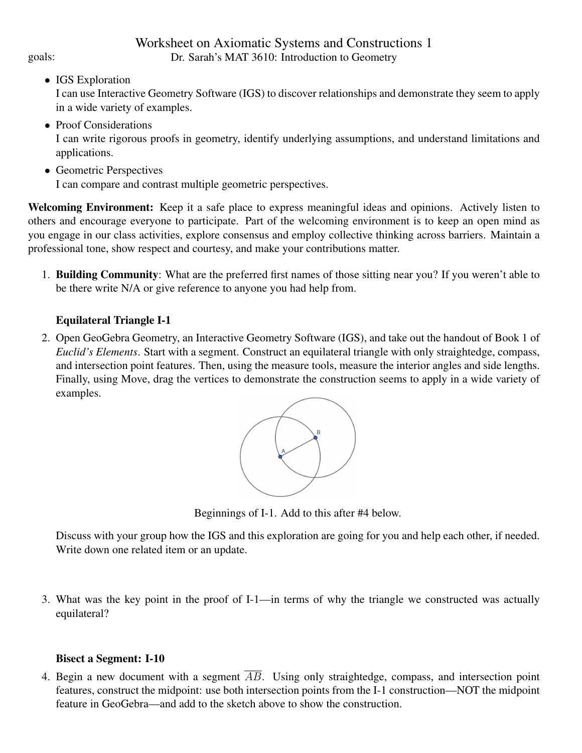# Worksheet on Axiomatic Systems and Constructions 1

goals: Dr. Sarah's MAT 3610: Introduction to Geometry

- IGS Exploration
  I can use Interactive Geometry Software (IGS) to discover relationships and demonstrate they seem to apply in a wide variety of examples.
- Proof Considerations
  I can write rigorous proofs in geometry, identify underlying assumptions, and understand limitations and applications.
- Geometric Perspectives
  I can compare and contrast multiple geometric perspectives.

**Welcoming Environment:** Keep it a safe place to express meaningful ideas and opinions. Actively listen to others and encourage everyone to participate. Part of the welcoming environment is to keep an open mind as you engage in our class activities, explore consensus and employ collective thinking across barriers. Maintain a professional tone, show respect and courtesy, and make your contributions matter.

1. **Building Community**: What are the preferred first names of those sitting near you? If you weren't able to be there write N/A or give reference to anyone you had help from.

   **Equilateral Triangle I-1**

2. Open GeoGebra Geometry, an Interactive Geometry Software (IGS), and take out the handout of Book 1 of *Euclid's Elements*. Start with a segment. Construct an equilateral triangle with only straightedge, compass, and intersection point features. Then, using the measure tools, measure the interior angles and side lengths. Finally, using Move, drag the vertices to demonstrate the construction seems to apply in a wide variety of examples.

   Beginnings of I-1. Add to this after #4 below.

   Discuss with your group how the IGS and this exploration are going for you and help each other, if needed. Write down one related item or an update.

3. What was the key point in the proof of I-1—in terms of why the triangle we constructed was actually equilateral?

   **Bisect a Segment: I-10**

4. Begin a new document with a segment $\overline{AB}$. Using only straightedge, compass, and intersection point features, construct the midpoint: use both intersection points from the I-1 construction—NOT the midpoint feature in GeoGebra—and add to the sketch above to show the construction.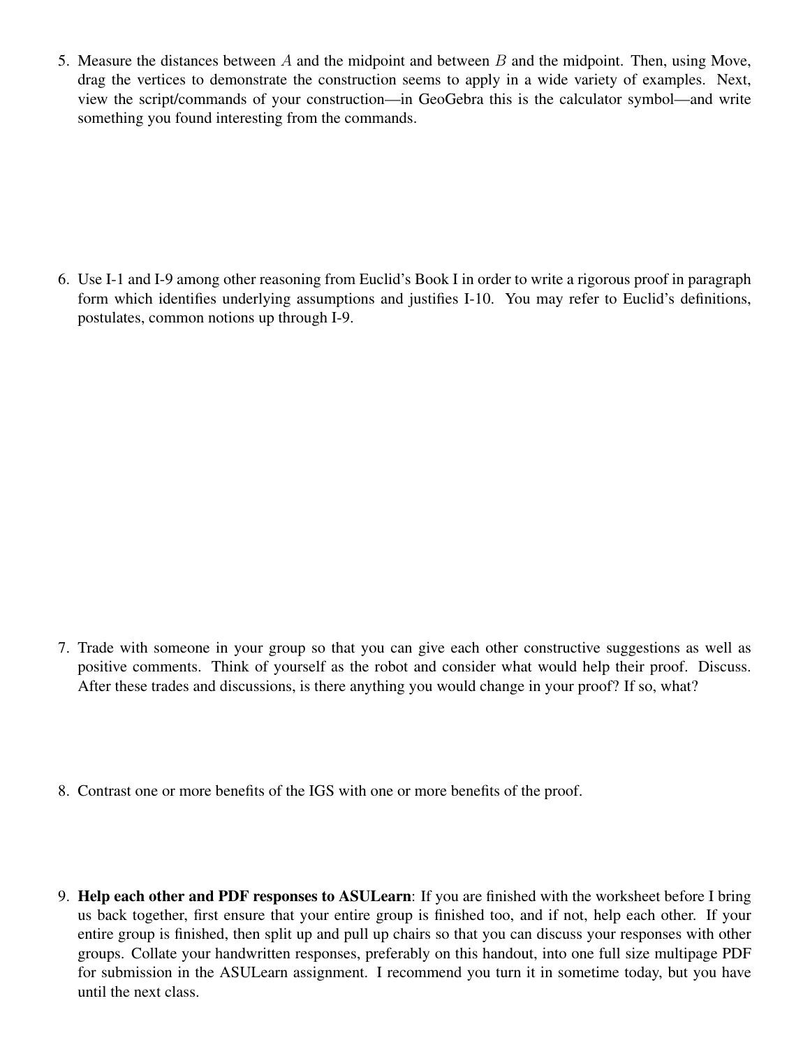5. Measure the distances between $A$ and the midpoint and between $B$ and the midpoint. Then, using Move, drag the vertices to demonstrate the construction seems to apply in a wide variety of examples. Next, view the script/commands of your construction—in GeoGebra this is the calculator symbol—and write something you found interesting from the commands.

6. Use I-1 and I-9 among other reasoning from Euclid's Book I in order to write a rigorous proof in paragraph form which identifies underlying assumptions and justifies I-10. You may refer to Euclid's definitions, postulates, common notions up through I-9.

7. Trade with someone in your group so that you can give each other constructive suggestions as well as positive comments. Think of yourself as the robot and consider what would help their proof. Discuss. After these trades and discussions, is there anything you would change in your proof? If so, what?

8. Contrast one or more benefits of the IGS with one or more benefits of the proof.

9. **Help each other and PDF responses to ASULearn**: If you are finished with the worksheet before I bring us back together, first ensure that your entire group is finished too, and if not, help each other. If your entire group is finished, then split up and pull up chairs so that you can discuss your responses with other groups. Collate your handwritten responses, preferably on this handout, into one full size multipage PDF for submission in the ASULearn assignment. I recommend you turn it in sometime today, but you have until the next class.